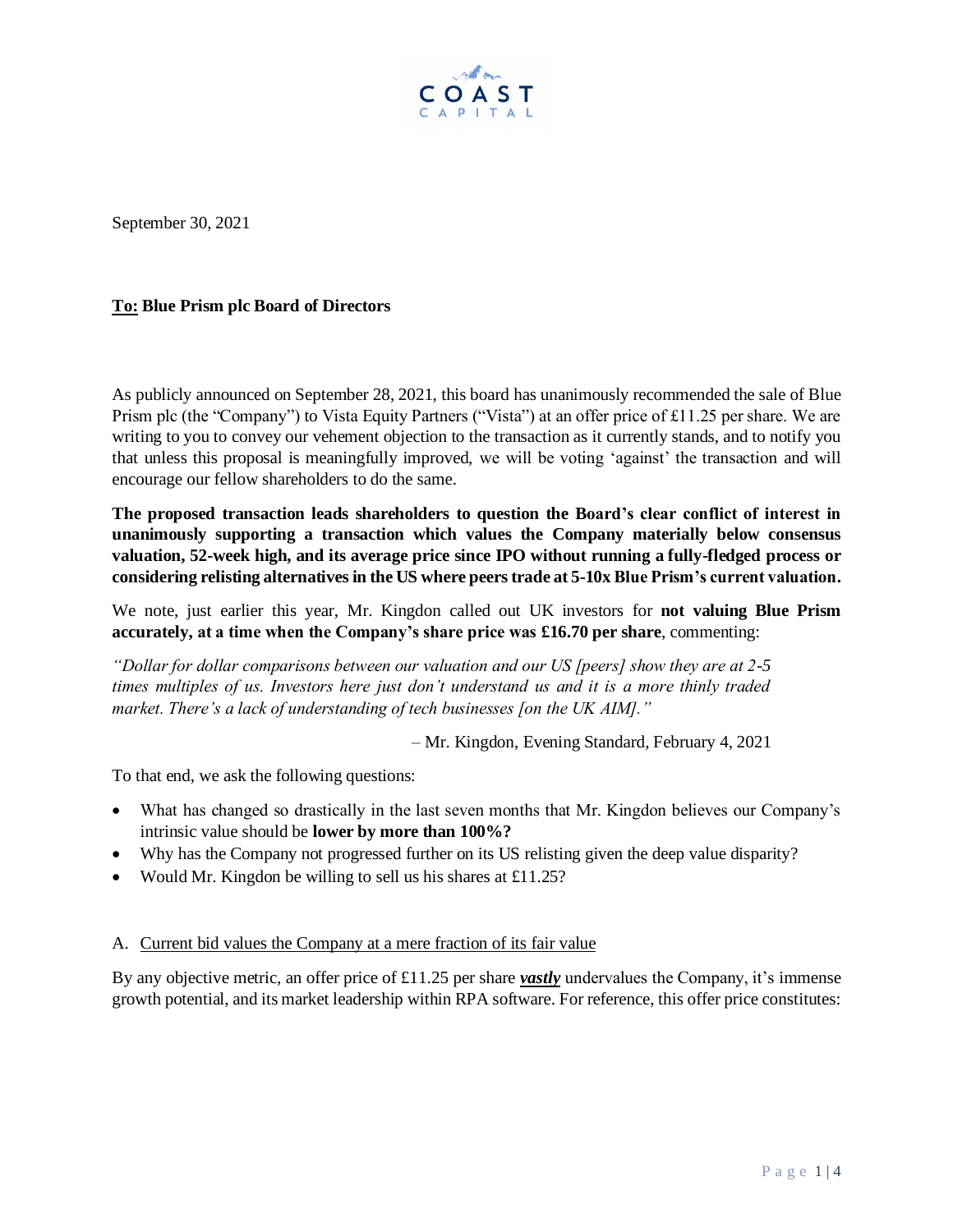COAST CAPITAL

September 30, 2021

**<u>To:</u> Blue Prism plc Board of Directors**

As publicly announced on September 28, 2021, this board has unanimously recommended the sale of Blue Prism plc (the "Company") to Vista Equity Partners ("Vista") at an offer price of £11.25 per share. We are writing to you to convey our vehement objection to the transaction as it currently stands, and to notify you that unless this proposal is meaningfully improved, we will be voting 'against' the transaction and will encourage our fellow shareholders to do the same.

**The proposed transaction leads shareholders to question the Board's clear conflict of interest in unanimously supporting a transaction which values the Company materially below consensus valuation, 52-week high, and its average price since IPO without running a fully-fledged process or considering relisting alternatives in the US where peers trade at 5-10x Blue Prism's current valuation.**

We note, just earlier this year, Mr. Kingdon called out UK investors for **not valuing Blue Prism accurately, at a time when the Company's share price was £16.70 per share**, commenting:

*"Dollar for dollar comparisons between our valuation and our US [peers] show they are at 2-5 times multiples of us. Investors here just don't understand us and it is a more thinly traded market. There's a lack of understanding of tech businesses [on the UK AIM]."*

– Mr. Kingdon, Evening Standard, February 4, 2021

To that end, we ask the following questions:

- What has changed so drastically in the last seven months that Mr. Kingdon believes our Company's intrinsic value should be **lower by more than 100%?**
- Why has the Company not progressed further on its US relisting given the deep value disparity?
- Would Mr. Kingdon be willing to sell us his shares at £11.25?

A. <u>Current bid values the Company at a mere fraction of its fair value</u>

By any objective metric, an offer price of £11.25 per share ***<u>vastly</u>*** undervalues the Company, it's immense growth potential, and its market leadership within RPA software. For reference, this offer price constitutes: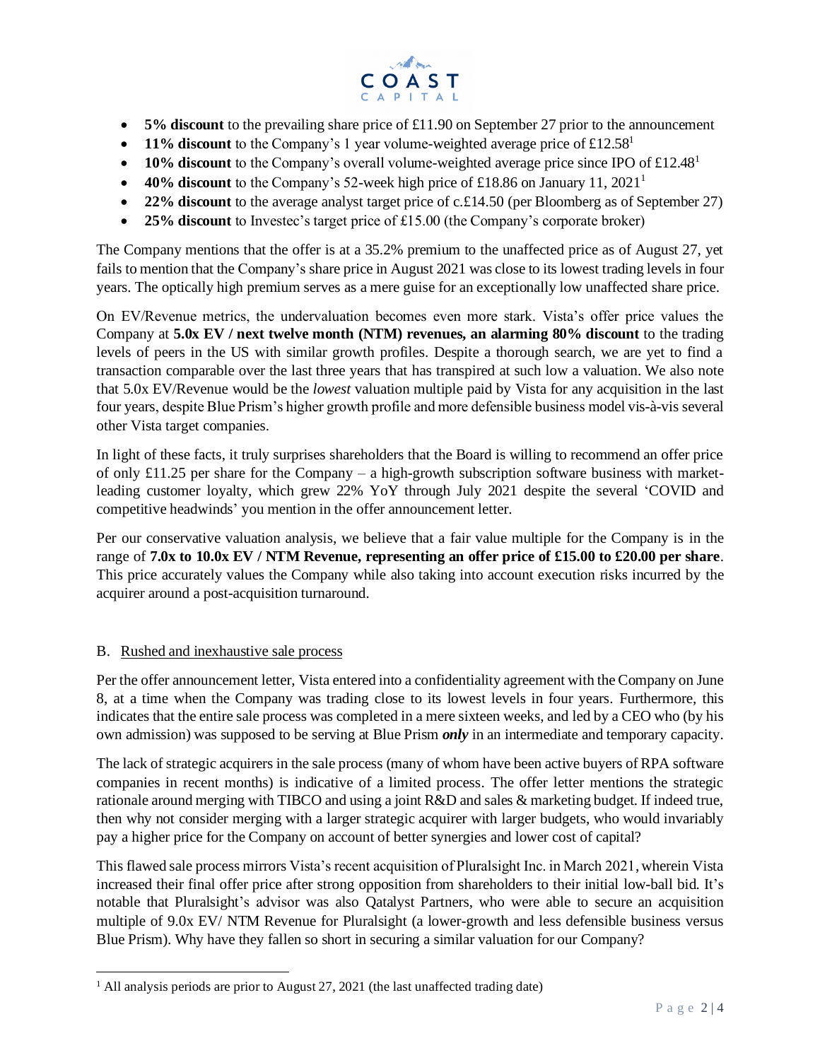- **5% discount** to the prevailing share price of £11.90 on September 27 prior to the announcement
- **11% discount** to the Company's 1 year volume-weighted average price of £12.58[1]
- **10% discount** to the Company's overall volume-weighted average price since IPO of £12.48[1]
- **40% discount** to the Company's 52-week high price of £18.86 on January 11, 2021[1]
- **22% discount** to the average analyst target price of c.£14.50 (per Bloomberg as of September 27)
- **25% discount** to Investec's target price of £15.00 (the Company's corporate broker)

The Company mentions that the offer is at a 35.2% premium to the unaffected price as of August 27, yet fails to mention that the Company's share price in August 2021 was close to its lowest trading levels in four years. The optically high premium serves as a mere guise for an exceptionally low unaffected share price.

On EV/Revenue metrics, the undervaluation becomes even more stark. Vista's offer price values the Company at **5.0x EV / next twelve month (NTM) revenues, an alarming 80% discount** to the trading levels of peers in the US with similar growth profiles. Despite a thorough search, we are yet to find a transaction comparable over the last three years that has transpired at such low a valuation. We also note that 5.0x EV/Revenue would be the *lowest* valuation multiple paid by Vista for any acquisition in the last four years, despite Blue Prism's higher growth profile and more defensible business model vis-à-vis several other Vista target companies.

In light of these facts, it truly surprises shareholders that the Board is willing to recommend an offer price of only £11.25 per share for the Company – a high-growth subscription software business with market-leading customer loyalty, which grew 22% YoY through July 2021 despite the several 'COVID and competitive headwinds' you mention in the offer announcement letter.

Per our conservative valuation analysis, we believe that a fair value multiple for the Company is in the range of **7.0x to 10.0x EV / NTM Revenue, representing an offer price of £15.00 to £20.00 per share**. This price accurately values the Company while also taking into account execution risks incurred by the acquirer around a post-acquisition turnaround.

B. Rushed and inexhaustive sale process

Per the offer announcement letter, Vista entered into a confidentiality agreement with the Company on June 8, at a time when the Company was trading close to its lowest levels in four years. Furthermore, this indicates that the entire sale process was completed in a mere sixteen weeks, and led by a CEO who (by his own admission) was supposed to be serving at Blue Prism ***only*** in an intermediate and temporary capacity.

The lack of strategic acquirers in the sale process (many of whom have been active buyers of RPA software companies in recent months) is indicative of a limited process. The offer letter mentions the strategic rationale around merging with TIBCO and using a joint R&D and sales & marketing budget. If indeed true, then why not consider merging with a larger strategic acquirer with larger budgets, who would invariably pay a higher price for the Company on account of better synergies and lower cost of capital?

This flawed sale process mirrors Vista's recent acquisition of Pluralsight Inc. in March 2021, wherein Vista increased their final offer price after strong opposition from shareholders to their initial low-ball bid. It's notable that Pluralsight's advisor was also Qatalyst Partners, who were able to secure an acquisition multiple of 9.0x EV/ NTM Revenue for Pluralsight (a lower-growth and less defensible business versus Blue Prism). Why have they fallen so short in securing a similar valuation for our Company?

[1] All analysis periods are prior to August 27, 2021 (the last unaffected trading date)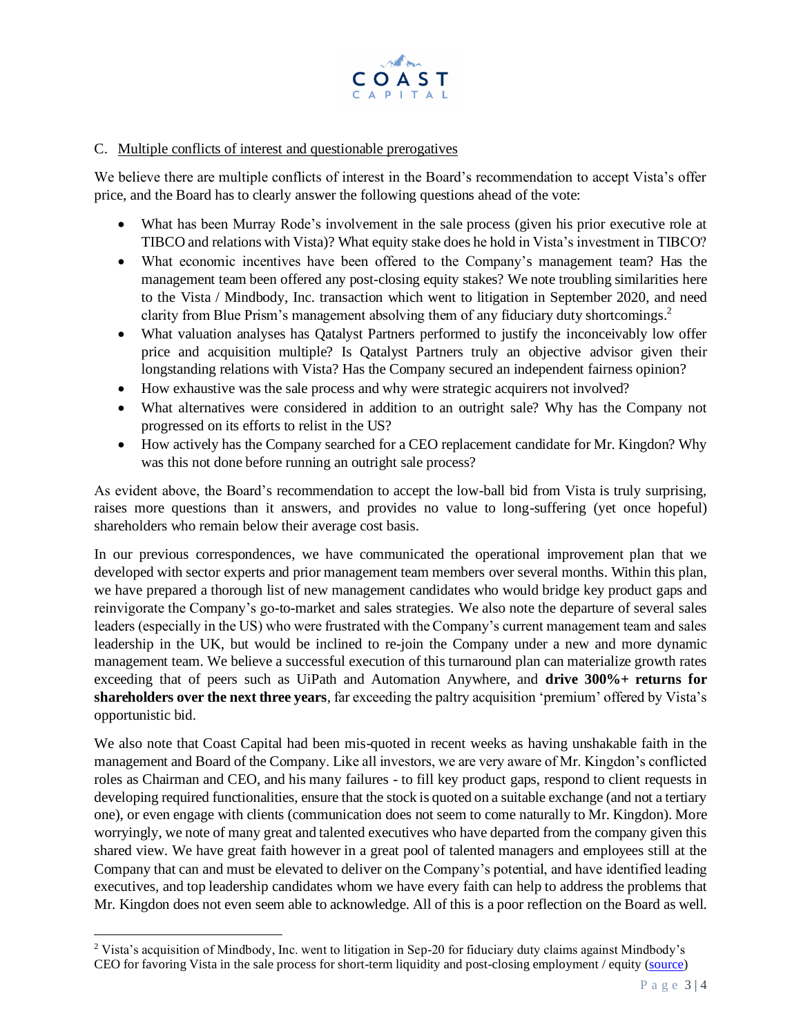## C. Multiple conflicts of interest and questionable prerogatives

We believe there are multiple conflicts of interest in the Board's recommendation to accept Vista's offer price, and the Board has to clearly answer the following questions ahead of the vote:

- What has been Murray Rode's involvement in the sale process (given his prior executive role at TIBCO and relations with Vista)? What equity stake does he hold in Vista's investment in TIBCO?
- What economic incentives have been offered to the Company's management team? Has the management team been offered any post-closing equity stakes? We note troubling similarities here to the Vista / Mindbody, Inc. transaction which went to litigation in September 2020, and need clarity from Blue Prism's management absolving them of any fiduciary duty shortcomings.[2]
- What valuation analyses has Qatalyst Partners performed to justify the inconceivably low offer price and acquisition multiple? Is Qatalyst Partners truly an objective advisor given their longstanding relations with Vista? Has the Company secured an independent fairness opinion?
- How exhaustive was the sale process and why were strategic acquirers not involved?
- What alternatives were considered in addition to an outright sale? Why has the Company not progressed on its efforts to relist in the US?
- How actively has the Company searched for a CEO replacement candidate for Mr. Kingdon? Why was this not done before running an outright sale process?

As evident above, the Board's recommendation to accept the low-ball bid from Vista is truly surprising, raises more questions than it answers, and provides no value to long-suffering (yet once hopeful) shareholders who remain below their average cost basis.

In our previous correspondences, we have communicated the operational improvement plan that we developed with sector experts and prior management team members over several months. Within this plan, we have prepared a thorough list of new management candidates who would bridge key product gaps and reinvigorate the Company's go-to-market and sales strategies. We also note the departure of several sales leaders (especially in the US) who were frustrated with the Company's current management team and sales leadership in the UK, but would be inclined to re-join the Company under a new and more dynamic management team. We believe a successful execution of this turnaround plan can materialize growth rates exceeding that of peers such as UiPath and Automation Anywhere, and **drive 300%+ returns for shareholders over the next three years**, far exceeding the paltry acquisition 'premium' offered by Vista's opportunistic bid.

We also note that Coast Capital had been mis-quoted in recent weeks as having unshakable faith in the management and Board of the Company. Like all investors, we are very aware of Mr. Kingdon's conflicted roles as Chairman and CEO, and his many failures - to fill key product gaps, respond to client requests in developing required functionalities, ensure that the stock is quoted on a suitable exchange (and not a tertiary one), or even engage with clients (communication does not seem to come naturally to Mr. Kingdon). More worryingly, we note of many great and talented executives who have departed from the company given this shared view. We have great faith however in a great pool of talented managers and employees still at the Company that can and must be elevated to deliver on the Company's potential, and have identified leading executives, and top leadership candidates whom we have every faith can help to address the problems that Mr. Kingdon does not even seem able to acknowledge. All of this is a poor reflection on the Board as well.

[2] Vista's acquisition of Mindbody, Inc. went to litigation in Sep-20 for fiduciary duty claims against Mindbody's CEO for favoring Vista in the sale process for short-term liquidity and post-closing employment / equity (source)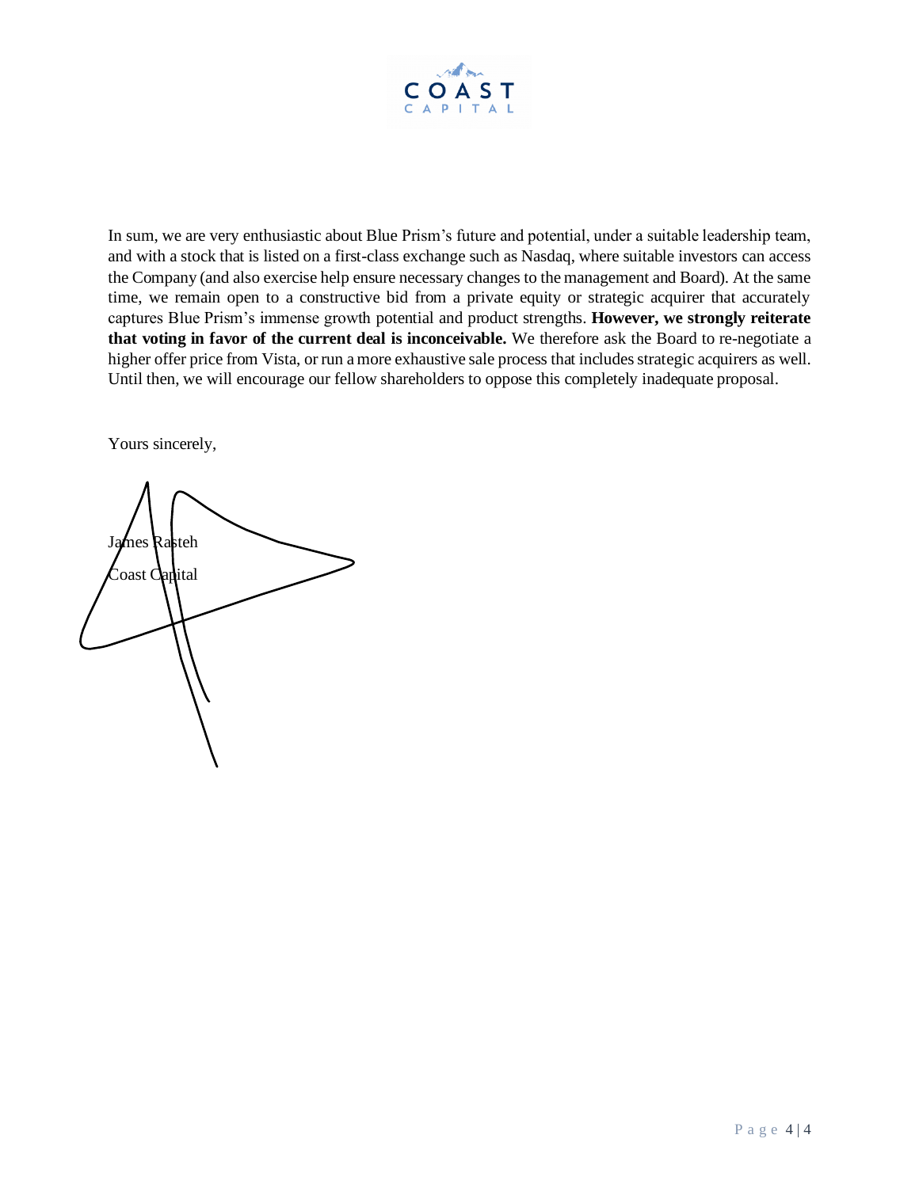In sum, we are very enthusiastic about Blue Prism's future and potential, under a suitable leadership team, and with a stock that is listed on a first-class exchange such as Nasdaq, where suitable investors can access the Company (and also exercise help ensure necessary changes to the management and Board). At the same time, we remain open to a constructive bid from a private equity or strategic acquirer that accurately captures Blue Prism's immense growth potential and product strengths. **However, we strongly reiterate that voting in favor of the current deal is inconceivable.** We therefore ask the Board to re-negotiate a higher offer price from Vista, or run a more exhaustive sale process that includes strategic acquirers as well. Until then, we will encourage our fellow shareholders to oppose this completely inadequate proposal.

Yours sincerely,

James Rasteh

Coast Capital